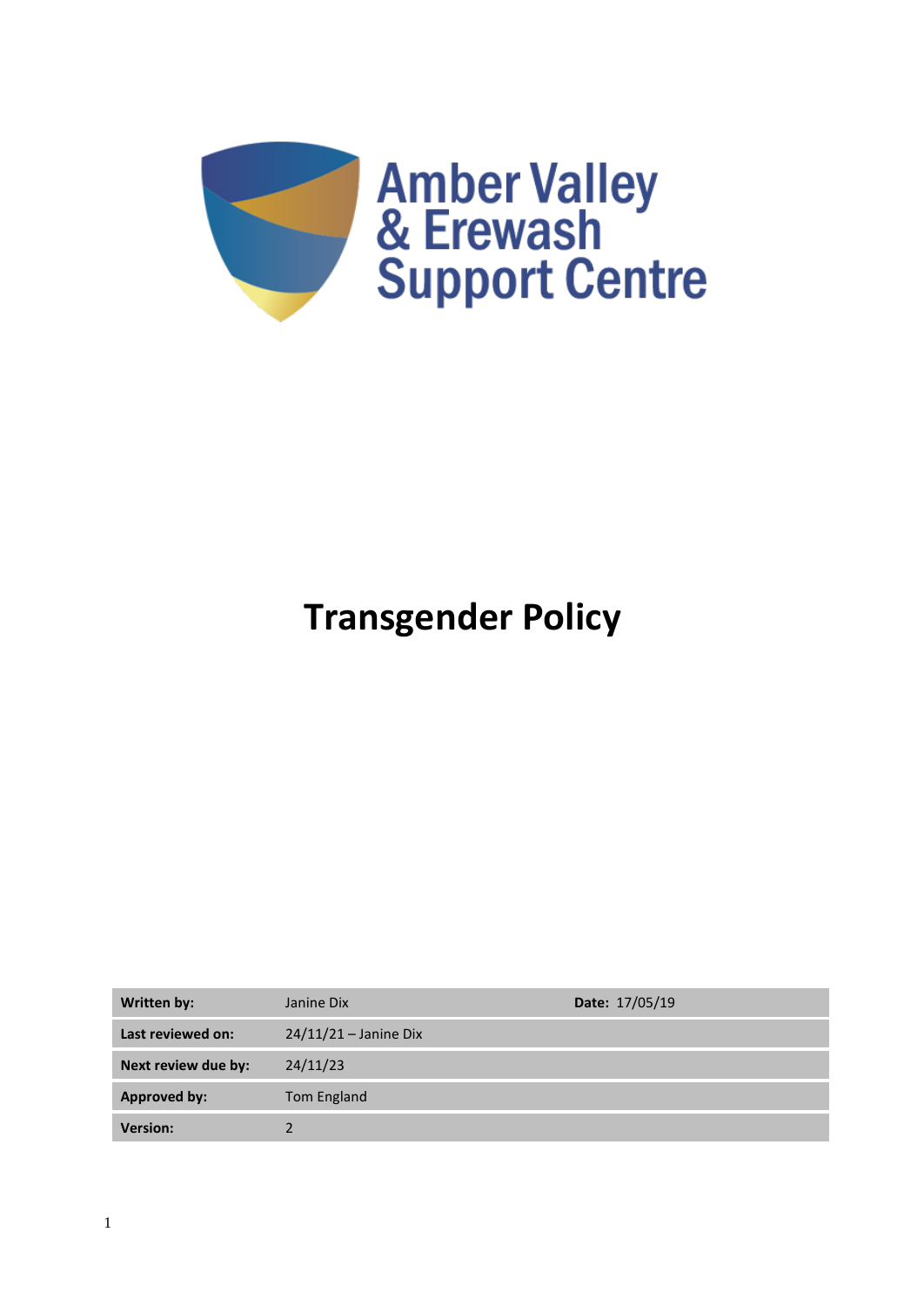Amber Valley
& Erewash
Support Centre

# Transgender Policy

| **Written by:** | Janine Dix | **Date:** 17/05/19 |
|---|---|---|
| **Last reviewed on:** | 24/11/21 – Janine Dix | |
| **Next review due by:** | 24/11/23 | |
| **Approved by:** | Tom England | |
| **Version:** | 2 | |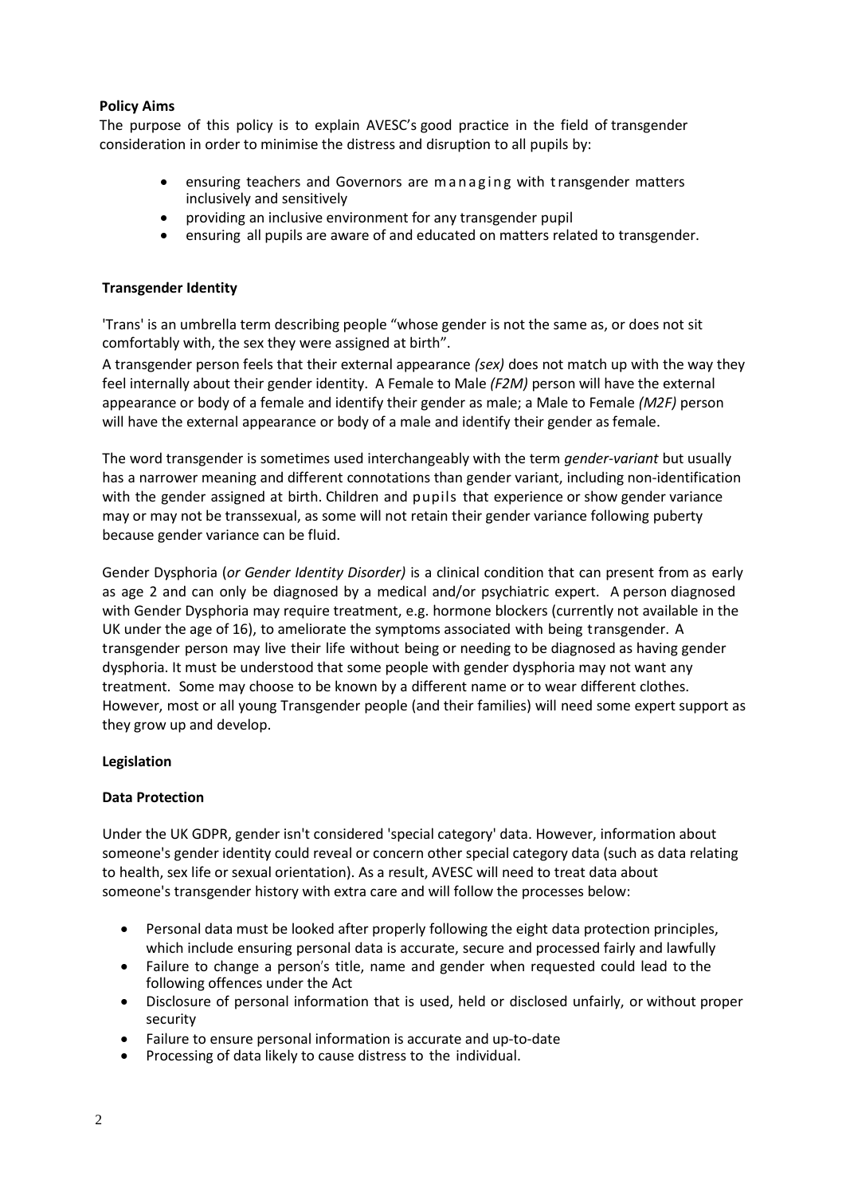**Policy Aims**

The purpose of this policy is to explain AVESC's good practice in the field of transgender consideration in order to minimise the distress and disruption to all pupils by:

- ensuring teachers and Governors are managing with transgender matters inclusively and sensitively
- providing an inclusive environment for any transgender pupil
- ensuring all pupils are aware of and educated on matters related to transgender.

**Transgender Identity**

'Trans' is an umbrella term describing people "whose gender is not the same as, or does not sit comfortably with, the sex they were assigned at birth".

A transgender person feels that their external appearance *(sex)* does not match up with the way they feel internally about their gender identity. A Female to Male *(F2M)* person will have the external appearance or body of a female and identify their gender as male; a Male to Female *(M2F)* person will have the external appearance or body of a male and identify their gender as female.

The word transgender is sometimes used interchangeably with the term *gender-variant* but usually has a narrower meaning and different connotations than gender variant, including non-identification with the gender assigned at birth. Children and pupils that experience or show gender variance may or may not be transsexual, as some will not retain their gender variance following puberty because gender variance can be fluid.

Gender Dysphoria (*or Gender Identity Disorder)* is a clinical condition that can present from as early as age 2 and can only be diagnosed by a medical and/or psychiatric expert. A person diagnosed with Gender Dysphoria may require treatment, e.g. hormone blockers (currently not available in the UK under the age of 16), to ameliorate the symptoms associated with being transgender. A transgender person may live their life without being or needing to be diagnosed as having gender dysphoria. It must be understood that some people with gender dysphoria may not want any treatment. Some may choose to be known by a different name or to wear different clothes. However, most or all young Transgender people (and their families) will need some expert support as they grow up and develop.

**Legislation**

**Data Protection**

Under the UK GDPR, gender isn't considered 'special category' data. However, information about someone's gender identity could reveal or concern other special category data (such as data relating to health, sex life or sexual orientation). As a result, AVESC will need to treat data about someone's transgender history with extra care and will follow the processes below:

- Personal data must be looked after properly following the eight data protection principles, which include ensuring personal data is accurate, secure and processed fairly and lawfully
- Failure to change a person's title, name and gender when requested could lead to the following offences under the Act
- Disclosure of personal information that is used, held or disclosed unfairly, or without proper security
- Failure to ensure personal information is accurate and up-to-date
- Processing of data likely to cause distress to the individual.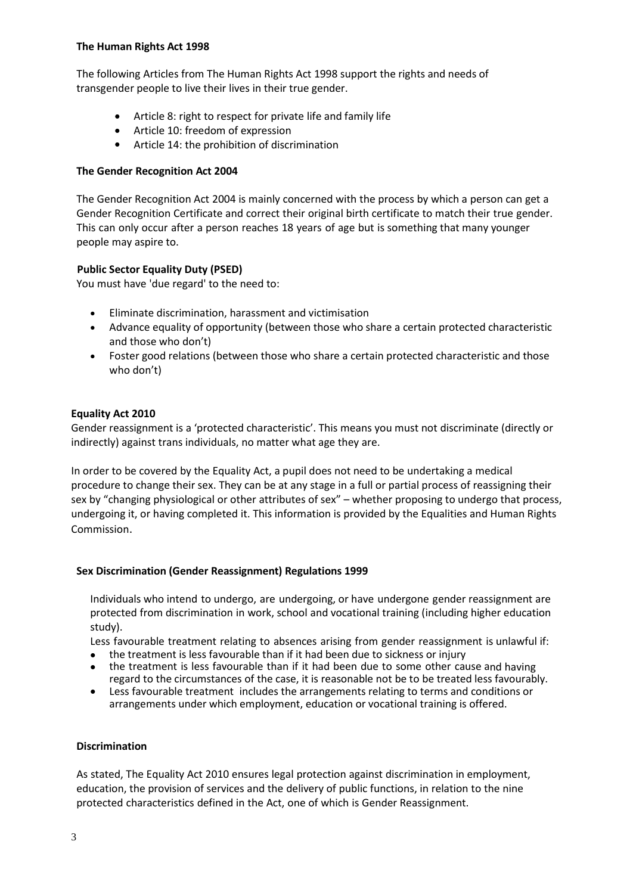**The Human Rights Act 1998**

The following Articles from The Human Rights Act 1998 support the rights and needs of transgender people to live their lives in their true gender.

- Article 8: right to respect for private life and family life
- Article 10: freedom of expression
- Article 14: the prohibition of discrimination

**The Gender Recognition Act 2004**

The Gender Recognition Act 2004 is mainly concerned with the process by which a person can get a Gender Recognition Certificate and correct their original birth certificate to match their true gender. This can only occur after a person reaches 18 years of age but is something that many younger people may aspire to.

**Public Sector Equality Duty (PSED)**

You must have 'due regard' to the need to:

- Eliminate discrimination, harassment and victimisation
- Advance equality of opportunity (between those who share a certain protected characteristic and those who don't)
- Foster good relations (between those who share a certain protected characteristic and those who don't)

**Equality Act 2010**

Gender reassignment is a 'protected characteristic'. This means you must not discriminate (directly or indirectly) against trans individuals, no matter what age they are.

In order to be covered by the Equality Act, a pupil does not need to be undertaking a medical procedure to change their sex. They can be at any stage in a full or partial process of reassigning their sex by "changing physiological or other attributes of sex" – whether proposing to undergo that process, undergoing it, or having completed it. This information is provided by the Equalities and Human Rights Commission.

**Sex Discrimination (Gender Reassignment) Regulations 1999**

Individuals who intend to undergo, are undergoing, or have undergone gender reassignment are protected from discrimination in work, school and vocational training (including higher education study).

Less favourable treatment relating to absences arising from gender reassignment is unlawful if:

- the treatment is less favourable than if it had been due to sickness or injury
- the treatment is less favourable than if it had been due to some other cause and having regard to the circumstances of the case, it is reasonable not be to be treated less favourably.
- Less favourable treatment includes the arrangements relating to terms and conditions or arrangements under which employment, education or vocational training is offered.

**Discrimination**

As stated, The Equality Act 2010 ensures legal protection against discrimination in employment, education, the provision of services and the delivery of public functions, in relation to the nine protected characteristics defined in the Act, one of which is Gender Reassignment.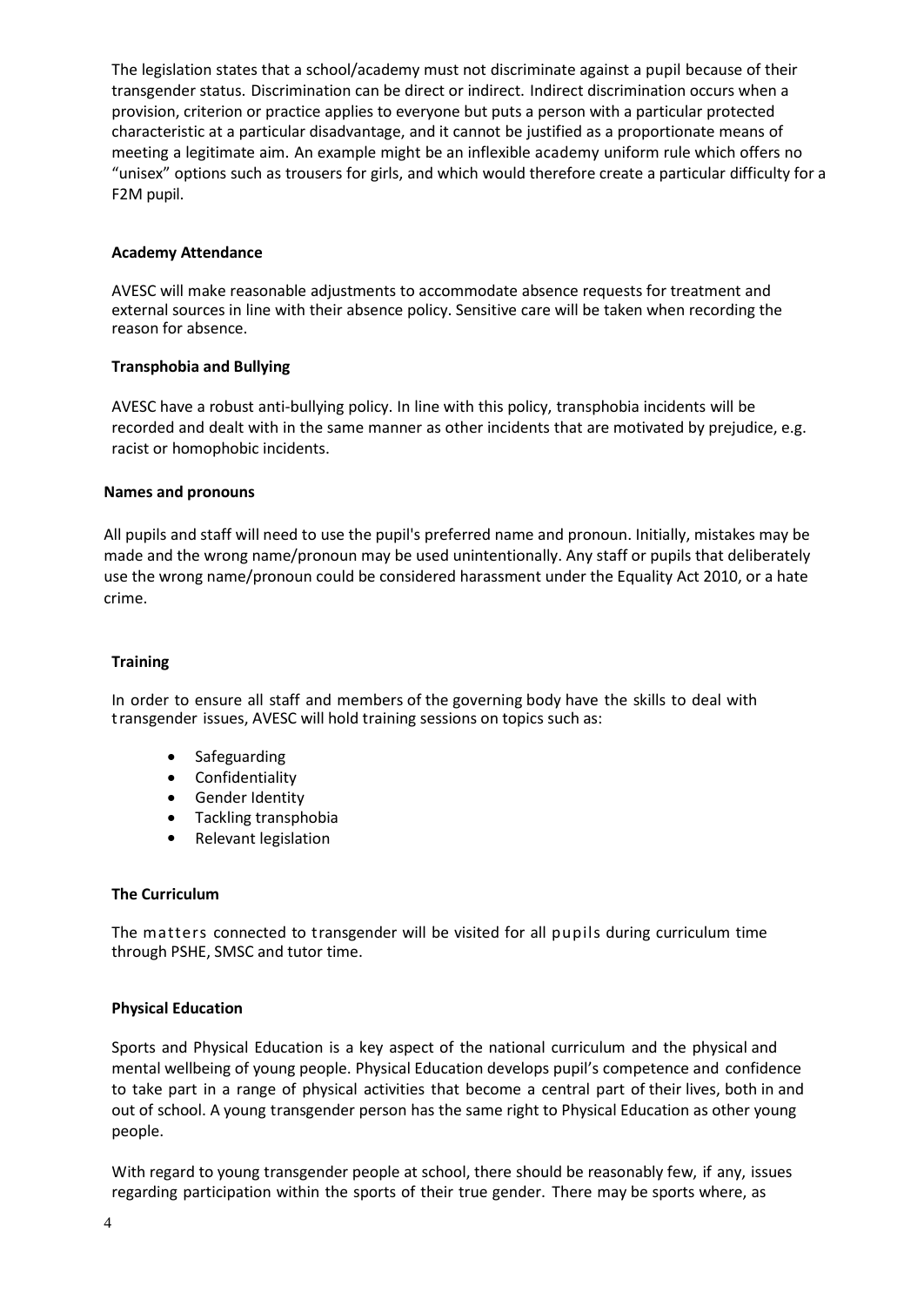The legislation states that a school/academy must not discriminate against a pupil because of their transgender status. Discrimination can be direct or indirect. Indirect discrimination occurs when a provision, criterion or practice applies to everyone but puts a person with a particular protected characteristic at a particular disadvantage, and it cannot be justified as a proportionate means of meeting a legitimate aim. An example might be an inflexible academy uniform rule which offers no "unisex" options such as trousers for girls, and which would therefore create a particular difficulty for a F2M pupil.

**Academy Attendance**

AVESC will make reasonable adjustments to accommodate absence requests for treatment and external sources in line with their absence policy. Sensitive care will be taken when recording the reason for absence.

**Transphobia and Bullying**

AVESC have a robust anti-bullying policy. In line with this policy, transphobia incidents will be recorded and dealt with in the same manner as other incidents that are motivated by prejudice, e.g. racist or homophobic incidents.

**Names and pronouns**

All pupils and staff will need to use the pupil's preferred name and pronoun. Initially, mistakes may be made and the wrong name/pronoun may be used unintentionally. Any staff or pupils that deliberately use the wrong name/pronoun could be considered harassment under the Equality Act 2010, or a hate crime.

**Training**

In order to ensure all staff and members of the governing body have the skills to deal with transgender issues, AVESC will hold training sessions on topics such as:

- Safeguarding
- Confidentiality
- Gender Identity
- Tackling transphobia
- Relevant legislation

**The Curriculum**

The matters connected to transgender will be visited for all pupils during curriculum time through PSHE, SMSC and tutor time.

**Physical Education**

Sports and Physical Education is a key aspect of the national curriculum and the physical and mental wellbeing of young people. Physical Education develops pupil's competence and confidence to take part in a range of physical activities that become a central part of their lives, both in and out of school. A young transgender person has the same right to Physical Education as other young people.

With regard to young transgender people at school, there should be reasonably few, if any, issues regarding participation within the sports of their true gender. There may be sports where, as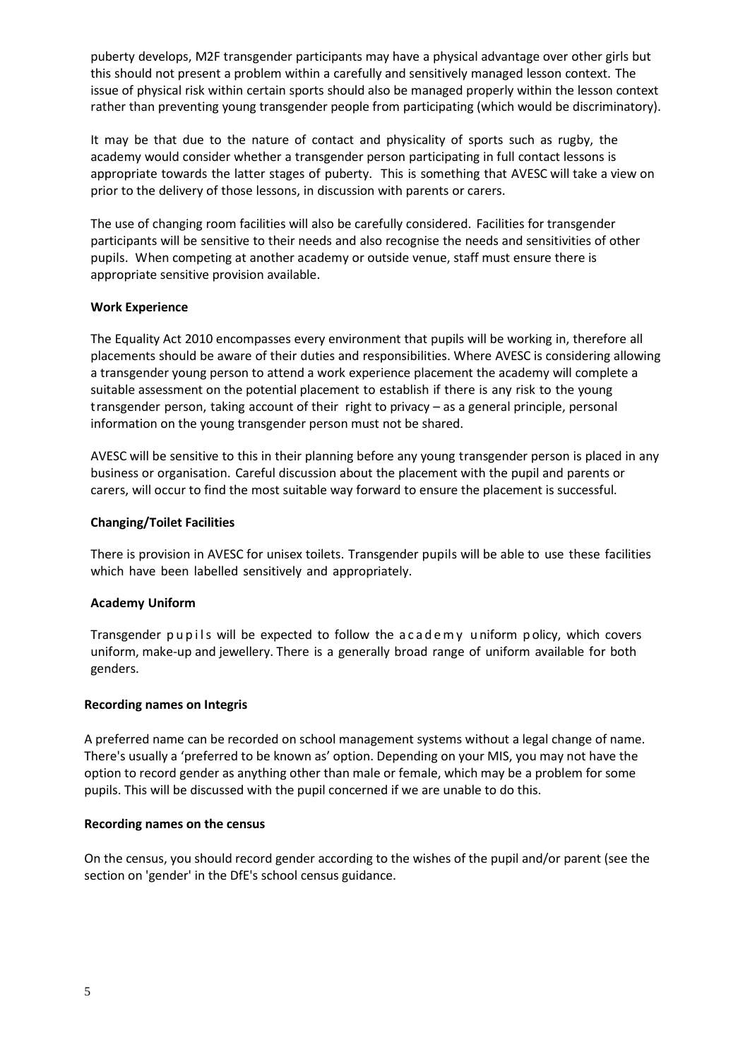puberty develops, M2F transgender participants may have a physical advantage over other girls but this should not present a problem within a carefully and sensitively managed lesson context. The issue of physical risk within certain sports should also be managed properly within the lesson context rather than preventing young transgender people from participating (which would be discriminatory).

It may be that due to the nature of contact and physicality of sports such as rugby, the academy would consider whether a transgender person participating in full contact lessons is appropriate towards the latter stages of puberty. This is something that AVESC will take a view on prior to the delivery of those lessons, in discussion with parents or carers.

The use of changing room facilities will also be carefully considered. Facilities for transgender participants will be sensitive to their needs and also recognise the needs and sensitivities of other pupils. When competing at another academy or outside venue, staff must ensure there is appropriate sensitive provision available.

**Work Experience**

The Equality Act 2010 encompasses every environment that pupils will be working in, therefore all placements should be aware of their duties and responsibilities. Where AVESC is considering allowing a transgender young person to attend a work experience placement the academy will complete a suitable assessment on the potential placement to establish if there is any risk to the young transgender person, taking account of their right to privacy – as a general principle, personal information on the young transgender person must not be shared.

AVESC will be sensitive to this in their planning before any young transgender person is placed in any business or organisation. Careful discussion about the placement with the pupil and parents or carers, will occur to find the most suitable way forward to ensure the placement is successful.

**Changing/Toilet Facilities**

There is provision in AVESC for unisex toilets. Transgender pupils will be able to use these facilities which have been labelled sensitively and appropriately.

**Academy Uniform**

Transgender pupils will be expected to follow the academy uniform policy, which covers uniform, make-up and jewellery. There is a generally broad range of uniform available for both genders.

**Recording names on Integris**

A preferred name can be recorded on school management systems without a legal change of name. There's usually a 'preferred to be known as' option. Depending on your MIS, you may not have the option to record gender as anything other than male or female, which may be a problem for some pupils. This will be discussed with the pupil concerned if we are unable to do this.

**Recording names on the census**

On the census, you should record gender according to the wishes of the pupil and/or parent (see the section on 'gender' in the DfE's school census guidance.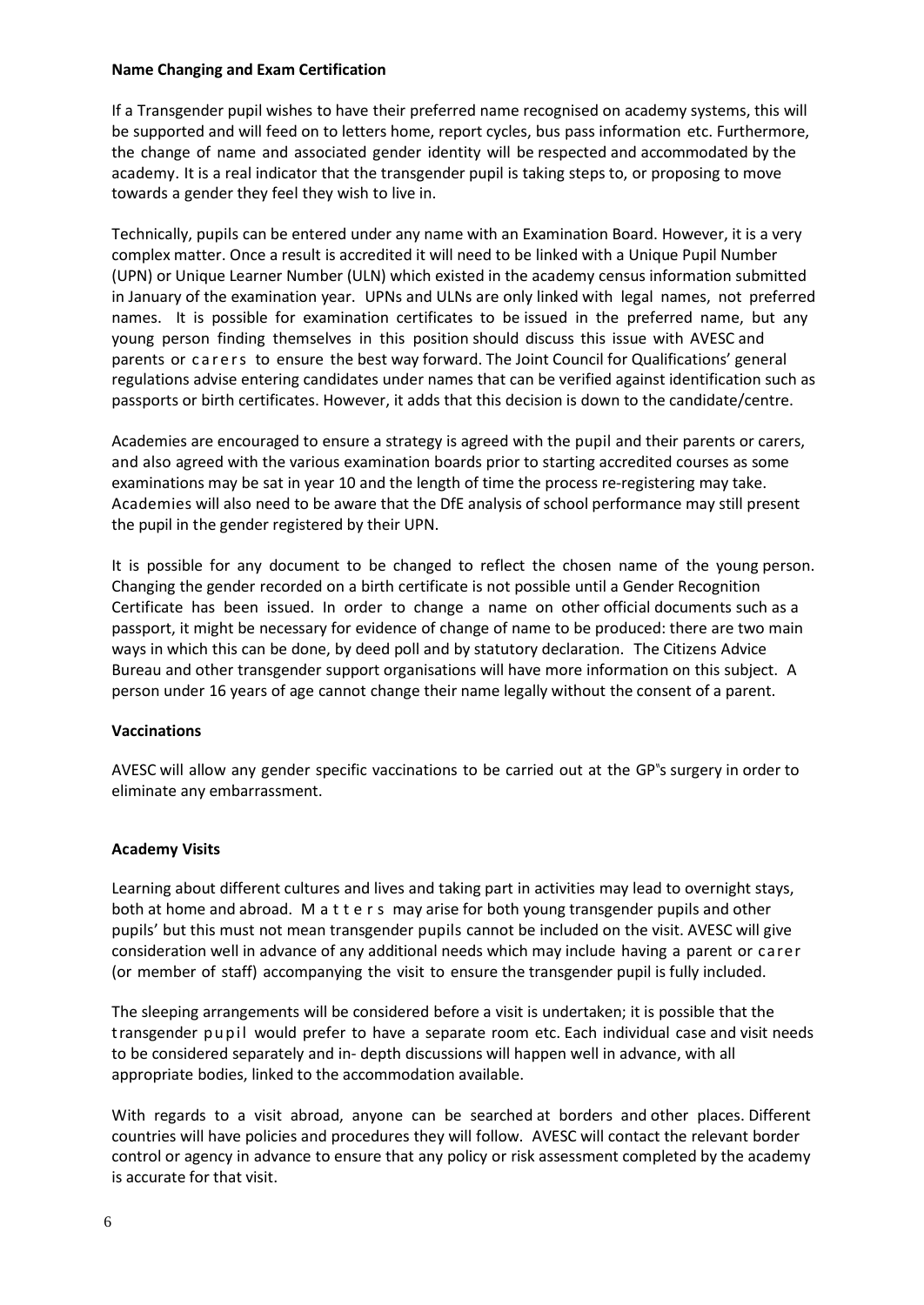**Name Changing and Exam Certification**

If a Transgender pupil wishes to have their preferred name recognised on academy systems, this will be supported and will feed on to letters home, report cycles, bus pass information etc. Furthermore, the change of name and associated gender identity will be respected and accommodated by the academy. It is a real indicator that the transgender pupil is taking steps to, or proposing to move towards a gender they feel they wish to live in.

Technically, pupils can be entered under any name with an Examination Board. However, it is a very complex matter. Once a result is accredited it will need to be linked with a Unique Pupil Number (UPN) or Unique Learner Number (ULN) which existed in the academy census information submitted in January of the examination year. UPNs and ULNs are only linked with legal names, not preferred names. It is possible for examination certificates to be issued in the preferred name, but any young person finding themselves in this position should discuss this issue with AVESC and parents or carers to ensure the best way forward. The Joint Council for Qualifications' general regulations advise entering candidates under names that can be verified against identification such as passports or birth certificates. However, it adds that this decision is down to the candidate/centre.

Academies are encouraged to ensure a strategy is agreed with the pupil and their parents or carers, and also agreed with the various examination boards prior to starting accredited courses as some examinations may be sat in year 10 and the length of time the process re-registering may take. Academies will also need to be aware that the DfE analysis of school performance may still present the pupil in the gender registered by their UPN.

It is possible for any document to be changed to reflect the chosen name of the young person. Changing the gender recorded on a birth certificate is not possible until a Gender Recognition Certificate has been issued. In order to change a name on other official documents such as a passport, it might be necessary for evidence of change of name to be produced: there are two main ways in which this can be done, by deed poll and by statutory declaration. The Citizens Advice Bureau and other transgender support organisations will have more information on this subject. A person under 16 years of age cannot change their name legally without the consent of a parent.

**Vaccinations**

AVESC will allow any gender specific vaccinations to be carried out at the GP"s surgery in order to eliminate any embarrassment.

**Academy Visits**

Learning about different cultures and lives and taking part in activities may lead to overnight stays, both at home and abroad. Matters may arise for both young transgender pupils and other pupils' but this must not mean transgender pupils cannot be included on the visit. AVESC will give consideration well in advance of any additional needs which may include having a parent or carer (or member of staff) accompanying the visit to ensure the transgender pupil is fully included.

The sleeping arrangements will be considered before a visit is undertaken; it is possible that the transgender pupil would prefer to have a separate room etc. Each individual case and visit needs to be considered separately and in- depth discussions will happen well in advance, with all appropriate bodies, linked to the accommodation available.

With regards to a visit abroad, anyone can be searched at borders and other places. Different countries will have policies and procedures they will follow. AVESC will contact the relevant border control or agency in advance to ensure that any policy or risk assessment completed by the academy is accurate for that visit.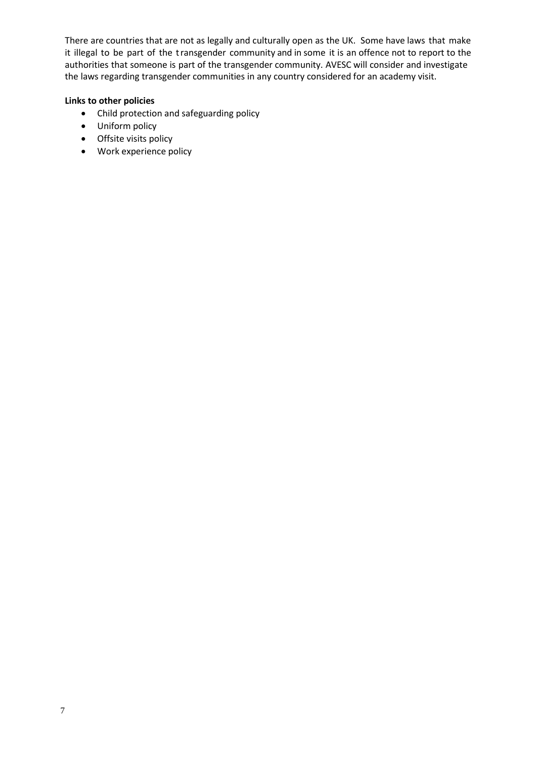There are countries that are not as legally and culturally open as the UK. Some have laws that make it illegal to be part of the transgender community and in some it is an offence not to report to the authorities that someone is part of the transgender community. AVESC will consider and investigate the laws regarding transgender communities in any country considered for an academy visit.

**Links to other policies**

- Child protection and safeguarding policy
- Uniform policy
- Offsite visits policy
- Work experience policy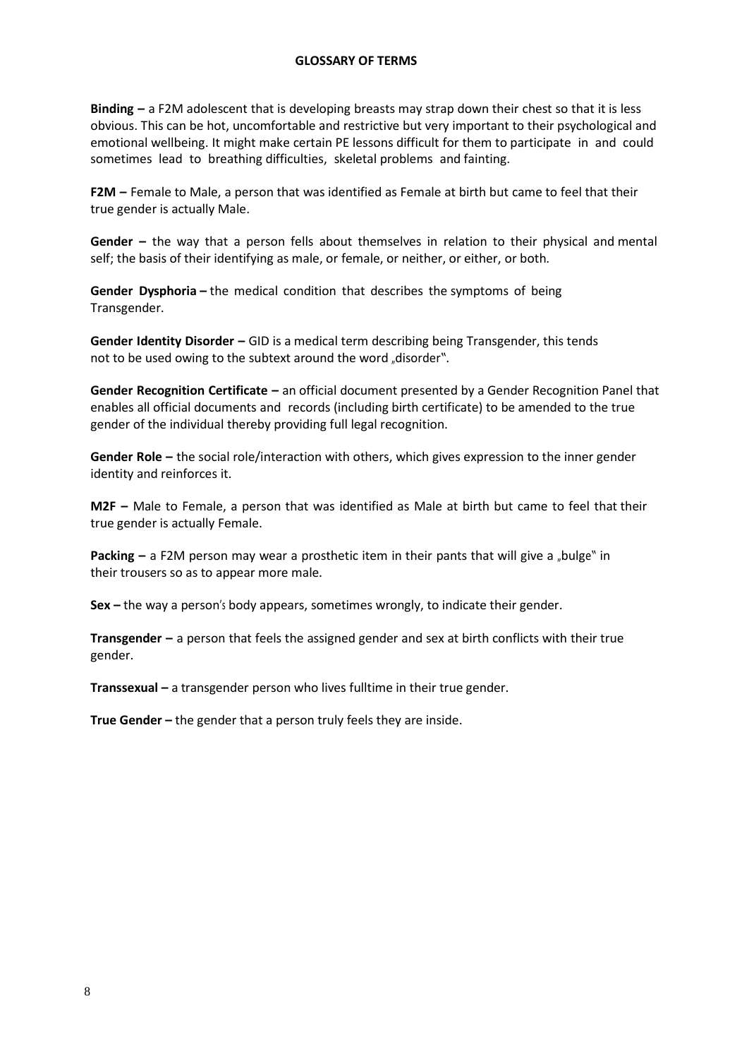## GLOSSARY OF TERMS

**Binding –** a F2M adolescent that is developing breasts may strap down their chest so that it is less obvious. This can be hot, uncomfortable and restrictive but very important to their psychological and emotional wellbeing. It might make certain PE lessons difficult for them to participate in and could sometimes lead to breathing difficulties, skeletal problems and fainting.

**F2M –** Female to Male, a person that was identified as Female at birth but came to feel that their true gender is actually Male.

**Gender –** the way that a person fells about themselves in relation to their physical and mental self; the basis of their identifying as male, or female, or neither, or either, or both.

**Gender Dysphoria –** the medical condition that describes the symptoms of being Transgender.

**Gender Identity Disorder –** GID is a medical term describing being Transgender, this tends not to be used owing to the subtext around the word „disorder".

**Gender Recognition Certificate –** an official document presented by a Gender Recognition Panel that enables all official documents and records (including birth certificate) to be amended to the true gender of the individual thereby providing full legal recognition.

**Gender Role –** the social role/interaction with others, which gives expression to the inner gender identity and reinforces it.

**M2F –** Male to Female, a person that was identified as Male at birth but came to feel that their true gender is actually Female.

**Packing –** a F2M person may wear a prosthetic item in their pants that will give a „bulge" in their trousers so as to appear more male.

**Sex –** the way a person's body appears, sometimes wrongly, to indicate their gender.

**Transgender –** a person that feels the assigned gender and sex at birth conflicts with their true gender.

**Transsexual –** a transgender person who lives fulltime in their true gender.

**True Gender –** the gender that a person truly feels they are inside.